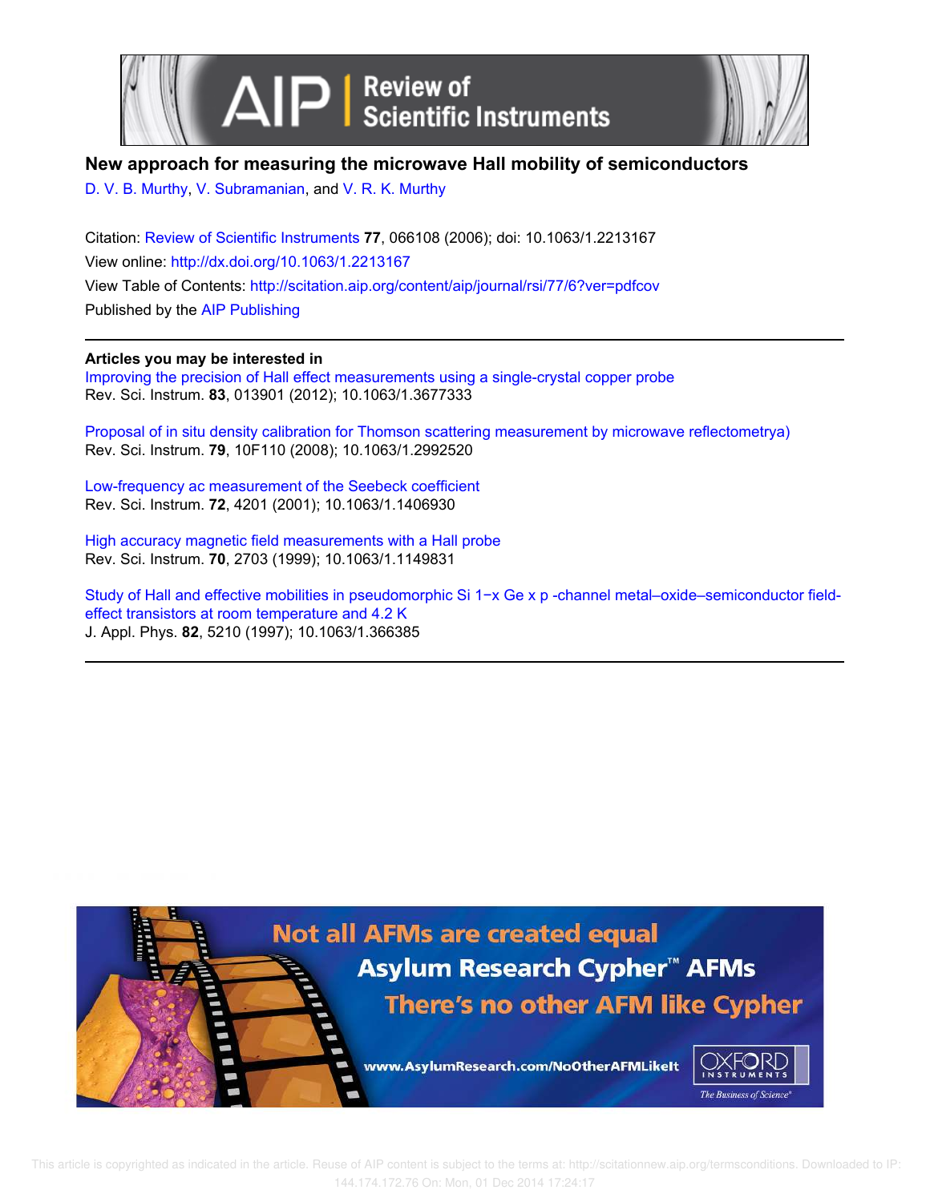# New approach for measuring the microwave Hall mobility of semiconductors

D. V. B. Murthy, V. Subramanian, and V. R. K. Murthy

Citation: Review of Scientific Instruments **77**, 066108 (2006); doi: 10.1063/1.2213167

View online: http://dx.doi.org/10.1063/1.2213167

View Table of Contents: http://scitation.aip.org/content/aip/journal/rsi/77/6?ver=pdfcov

Published by the AIP Publishing

**Articles you may be interested in**

Improving the precision of Hall effect measurements using a single-crystal copper probe
Rev. Sci. Instrum. **83**, 013901 (2012); 10.1063/1.3677333

Proposal of in situ density calibration for Thomson scattering measurement by microwave reflectometrya)
Rev. Sci. Instrum. **79**, 10F110 (2008); 10.1063/1.2992520

Low-frequency ac measurement of the Seebeck coefficient
Rev. Sci. Instrum. **72**, 4201 (2001); 10.1063/1.1406930

High accuracy magnetic field measurements with a Hall probe
Rev. Sci. Instrum. **70**, 2703 (1999); 10.1063/1.1149831

Study of Hall and effective mobilities in pseudomorphic Si 1−x Ge x p -channel metal–oxide–semiconductor field-effect transistors at room temperature and 4.2 K
J. Appl. Phys. **82**, 5210 (1997); 10.1063/1.366385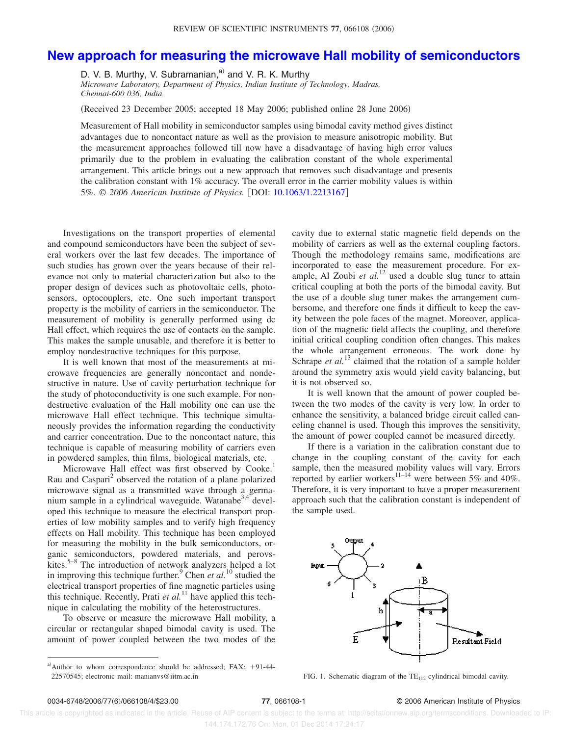# New approach for measuring the microwave Hall mobility of semiconductors

D. V. B. Murthy, V. Subramanian,[a] and V. R. K. Murthy

*Microwave Laboratory, Department of Physics, Indian Institute of Technology, Madras, Chennai-600 036, India*

(Received 23 December 2005; accepted 18 May 2006; published online 28 June 2006)

Measurement of Hall mobility in semiconductor samples using bimodal cavity method gives distinct advantages due to noncontact nature as well as the provision to measure anisotropic mobility. But the measurement approaches followed till now have a disadvantage of having high error values primarily due to the problem in evaluating the calibration constant of the whole experimental arrangement. This article brings out a new approach that removes such disadvantage and presents the calibration constant with 1% accuracy. The overall error in the carrier mobility values is within 5%. *© 2006 American Institute of Physics.* [DOI: 10.1063/1.2213167]

Investigations on the transport properties of elemental and compound semiconductors have been the subject of several workers over the last few decades. The importance of such studies has grown over the years because of their relevance not only to material characterization but also to the proper design of devices such as photovoltaic cells, photosensors, optocouplers, etc. One such important transport property is the mobility of carriers in the semiconductor. The measurement of mobility is generally performed using dc Hall effect, which requires the use of contacts on the sample. This makes the sample unusable, and therefore it is better to employ nondestructive techniques for this purpose.

It is well known that most of the measurements at microwave frequencies are generally noncontact and nondestructive in nature. Use of cavity perturbation technique for the study of photoconductivity is one such example. For nondestructive evaluation of the Hall mobility one can use the microwave Hall effect technique. This technique simultaneously provides the information regarding the conductivity and carrier concentration. Due to the noncontact nature, this technique is capable of measuring mobility of carriers even in powdered samples, thin films, biological materials, etc.

Microwave Hall effect was first observed by Cooke.[1] Rau and Caspari[2] observed the rotation of a plane polarized microwave signal as a transmitted wave through a germanium sample in a cylindrical waveguide. Watanabe[3,4] developed this technique to measure the electrical transport properties of low mobility samples and to verify high frequency effects on Hall mobility. This technique has been employed for measuring the mobility in the bulk semiconductors, organic semiconductors, powdered materials, and perovskites.[5–8] The introduction of network analyzers helped a lot in improving this technique further.[9] Chen *et al.*[10] studied the electrical transport properties of fine magnetic particles using this technique. Recently, Prati *et al.*[11] have applied this technique in calculating the mobility of the heterostructures.

To observe or measure the microwave Hall mobility, a circular or rectangular shaped bimodal cavity is used. The amount of power coupled between the two modes of the cavity due to external static magnetic field depends on the mobility of carriers as well as the external coupling factors. Though the methodology remains same, modifications are incorporated to ease the measurement procedure. For example, Al Zoubi *et al.*[12] used a double slug tuner to attain critical coupling at both the ports of the bimodal cavity. But the use of a double slug tuner makes the arrangement cumbersome, and therefore one finds it difficult to keep the cavity between the pole faces of the magnet. Moreover, application of the magnetic field affects the coupling, and therefore initial critical coupling condition often changes. This makes the whole arrangement erroneous. The work done by Schrape *et al.*[13] claimed that the rotation of a sample holder around the symmetry axis would yield cavity balancing, but it is not observed so.

It is well known that the amount of power coupled between the two modes of the cavity is very low. In order to enhance the sensitivity, a balanced bridge circuit called canceling channel is used. Though this improves the sensitivity, the amount of power coupled cannot be measured directly.

If there is a variation in the calibration constant due to change in the coupling constant of the cavity for each sample, then the measured mobility values will vary. Errors reported by earlier workers[11–14] were between 5% and 40%. Therefore, it is very important to have a proper measurement approach such that the calibration constant is independent of the sample used.

Output
Input
1
2
3
4
5
6
B
h
a
E
Resultant Field

FIG. 1. Schematic diagram of the $TE_{112}$ cylindrical bimodal cavity.

[a]Author to whom correspondence should be addressed; FAX: +91-44-22570545; electronic mail: manianvs@iitm.ac.in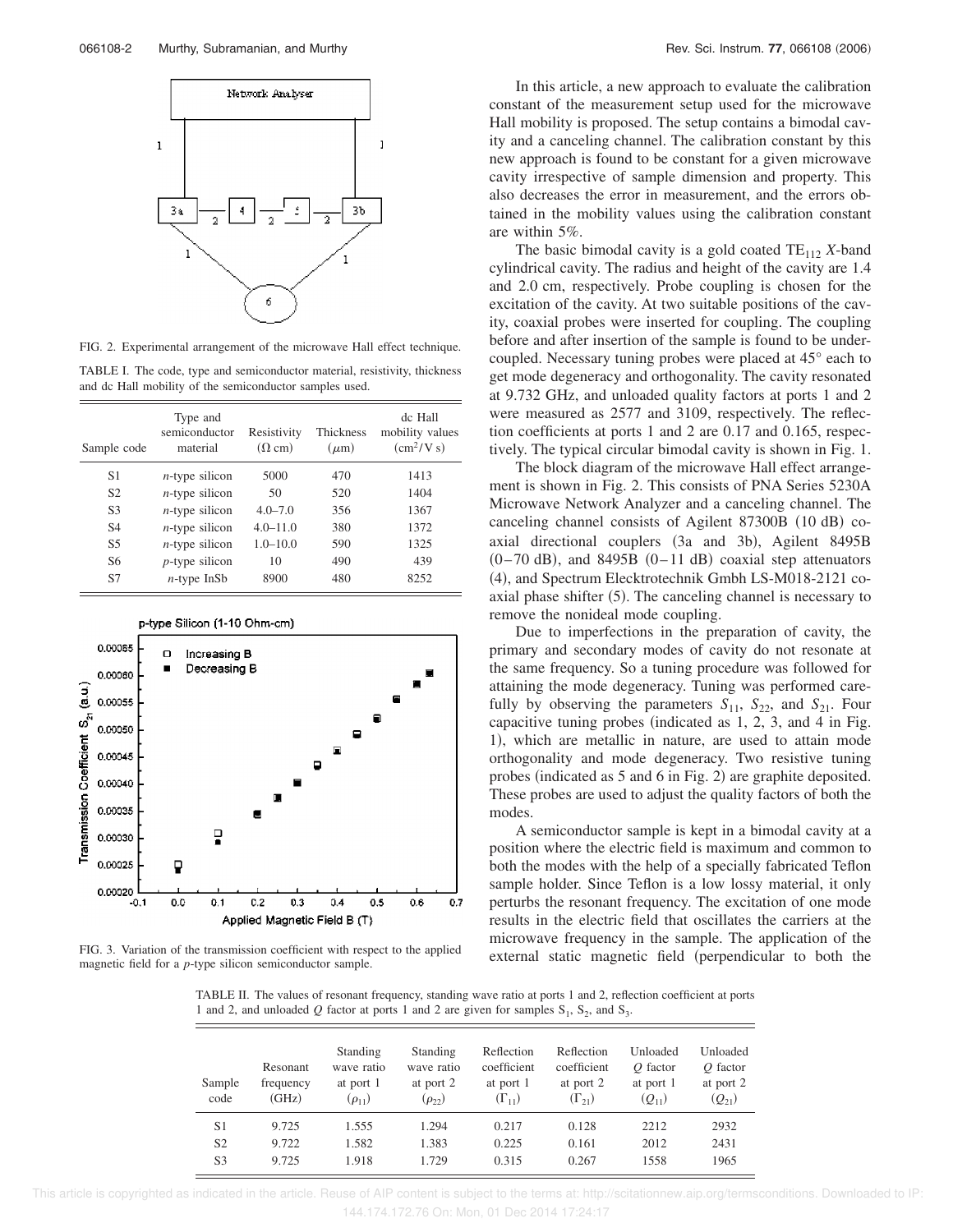FIG. 2. Experimental arrangement of the microwave Hall effect technique.

TABLE I. The code, type and semiconductor material, resistivity, thickness and dc Hall mobility of the semiconductor samples used.

| Sample code | Type and semiconductor material | Resistivity ($\Omega$ cm) | Thickness ($\mu$m) | dc Hall mobility values ($cm^2/V\,s$) |
|---|---|---|---|---|
| S1 | *n*-type silicon | 5000 | 470 | 1413 |
| S2 | *n*-type silicon | 50 | 520 | 1404 |
| S3 | *n*-type silicon | 4.0–7.0 | 356 | 1367 |
| S4 | *n*-type silicon | 4.0–11.0 | 380 | 1372 |
| S5 | *n*-type silicon | 1.0–10.0 | 590 | 1325 |
| S6 | *p*-type silicon | 10 | 490 | 439 |
| S7 | *n*-type InSb | 8900 | 480 | 8252 |

FIG. 3. Variation of the transmission coefficient with respect to the applied magnetic field for a *p*-type silicon semiconductor sample.

In this article, a new approach to evaluate the calibration constant of the measurement setup used for the microwave Hall mobility is proposed. The setup contains a bimodal cavity and a canceling channel. The calibration constant by this new approach is found to be constant for a given microwave cavity irrespective of sample dimension and property. This also decreases the error in measurement, and the errors obtained in the mobility values using the calibration constant are within 5%.

The basic bimodal cavity is a gold coated $TE_{112}$ *X*-band cylindrical cavity. The radius and height of the cavity are 1.4 and 2.0 cm, respectively. Probe coupling is chosen for the excitation of the cavity. At two suitable positions of the cavity, coaxial probes were inserted for coupling. The coupling before and after insertion of the sample is found to be undercoupled. Necessary tuning probes were placed at 45° each to get mode degeneracy and orthogonality. The cavity resonated at 9.732 GHz, and unloaded quality factors at ports 1 and 2 were measured as 2577 and 3109, respectively. The reflection coefficients at ports 1 and 2 are 0.17 and 0.165, respectively. The typical circular bimodal cavity is shown in Fig. 1.

The block diagram of the microwave Hall effect arrangement is shown in Fig. 2. This consists of PNA Series 5230A Microwave Network Analyzer and a canceling channel. The canceling channel consists of Agilent 87300B (10 dB) coaxial directional couplers (3a and 3b), Agilent 8495B (0–70 dB), and 8495B (0–11 dB) coaxial step attenuators (4), and Spectrum Elecktrotechnik Gmbh LS-M018-2121 coaxial phase shifter (5). The canceling channel is necessary to remove the nonideal mode coupling.

Due to imperfections in the preparation of cavity, the primary and secondary modes of cavity do not resonate at the same frequency. So a tuning procedure was followed for attaining the mode degeneracy. Tuning was performed carefully by observing the parameters $S_{11}$, $S_{22}$, and $S_{21}$. Four capacitive tuning probes (indicated as 1, 2, 3, and 4 in Fig. 1), which are metallic in nature, are used to attain mode orthogonality and mode degeneracy. Two resistive tuning probes (indicated as 5 and 6 in Fig. 2) are graphite deposited. These probes are used to adjust the quality factors of both the modes.

A semiconductor sample is kept in a bimodal cavity at a position where the electric field is maximum and common to both the modes with the help of a specially fabricated Teflon sample holder. Since Teflon is a low lossy material, it only perturbs the resonant frequency. The excitation of one mode results in the electric field that oscillates the carriers at the microwave frequency in the sample. The application of the external static magnetic field (perpendicular to both the

TABLE II. The values of resonant frequency, standing wave ratio at ports 1 and 2, reflection coefficient at ports 1 and 2, and unloaded *Q* factor at ports 1 and 2 are given for samples $S_1$, $S_2$, and $S_3$.

| Sample code | Resonant frequency (GHz) | Standing wave ratio at port 1 ($\rho_{11}$) | Standing wave ratio at port 2 ($\rho_{22}$) | Reflection coefficient at port 1 ($\Gamma_{11}$) | Reflection coefficient at port 2 ($\Gamma_{21}$) | Unloaded *Q* factor at port 1 ($Q_{11}$) | Unloaded *Q* factor at port 2 ($Q_{21}$) |
|---|---|---|---|---|---|---|---|
| S1 | 9.725 | 1.555 | 1.294 | 0.217 | 0.128 | 2212 | 2932 |
| S2 | 9.722 | 1.582 | 1.383 | 0.225 | 0.161 | 2012 | 2431 |
| S3 | 9.725 | 1.918 | 1.729 | 0.315 | 0.267 | 1558 | 1965 |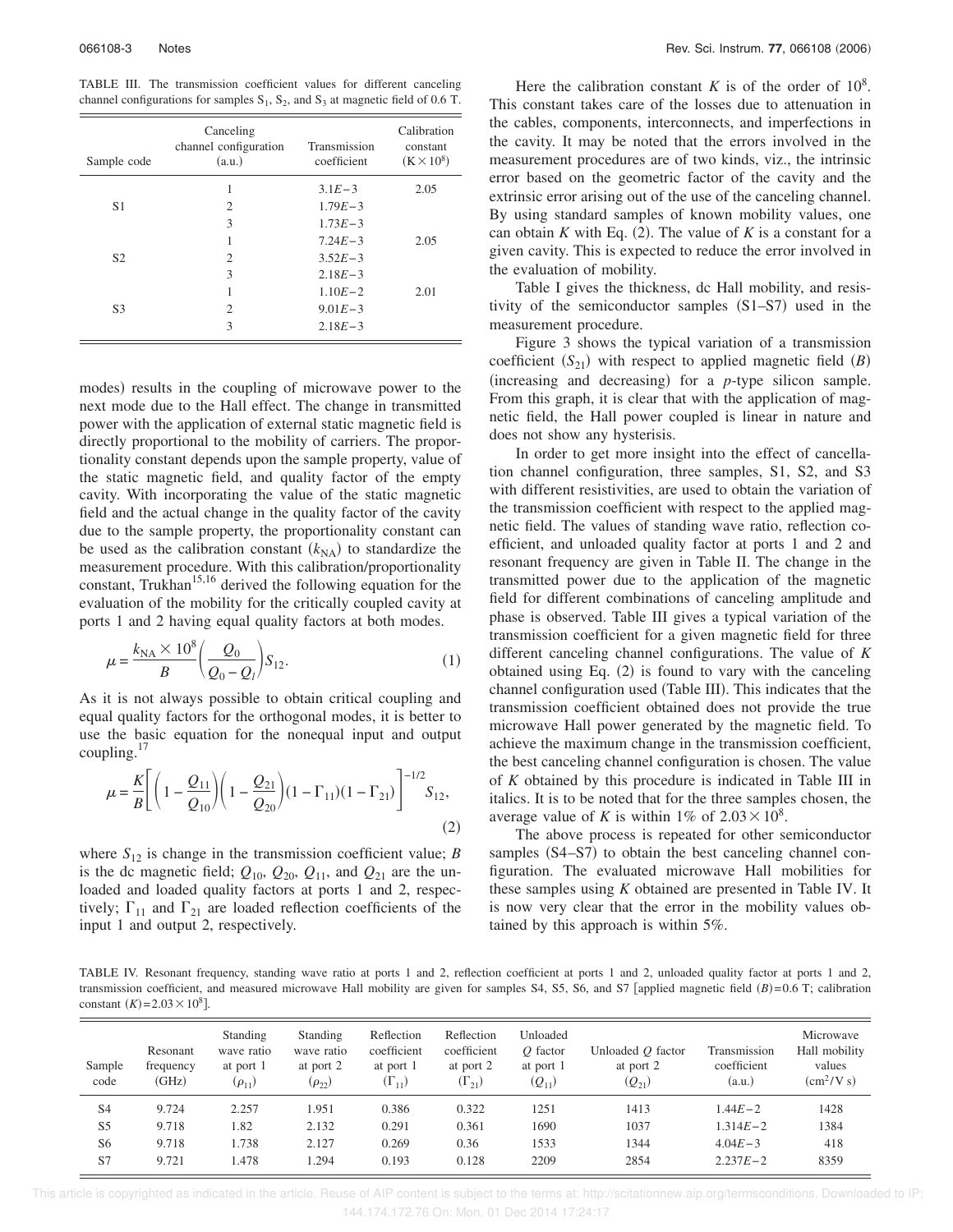TABLE III. The transmission coefficient values for different canceling channel configurations for samples $S_1$, $S_2$, and $S_3$ at magnetic field of 0.6 T.

| Sample code | Canceling channel configuration (a.u.) | Transmission coefficient | Calibration constant ($K\times10^8$) |
|---|---|---|---|
| S1 | 1 | $3.1E-3$ | 2.05 |
| | 2 | $1.79E-3$ | |
| | 3 | $1.73E-3$ | |
| S2 | 1 | $7.24E-3$ | 2.05 |
| | 2 | $3.52E-3$ | |
| | 3 | $2.18E-3$ | |
| S3 | 1 | $1.10E-2$ | 2.01 |
| | 2 | $9.01E-3$ | |
| | 3 | $2.18E-3$ | |

modes) results in the coupling of microwave power to the next mode due to the Hall effect. The change in transmitted power with the application of external static magnetic field is directly proportional to the mobility of carriers. The proportionality constant depends upon the sample property, value of the static magnetic field, and quality factor of the empty cavity. With incorporating the value of the static magnetic field and the actual change in the quality factor of the cavity due to the sample property, the proportionality constant can be used as the calibration constant ($k_{\mathrm{NA}}$) to standardize the measurement procedure. With this calibration/proportionality constant, Trukhan[15,16] derived the following equation for the evaluation of the mobility for the critically coupled cavity at ports 1 and 2 having equal quality factors at both modes.

$$\mu=\frac{k_{\mathrm{NA}}\times10^8}{B}\left(\frac{Q_0}{Q_0-Q_l}\right)S_{12}. \tag{1}$$

As it is not always possible to obtain critical coupling and equal quality factors for the orthogonal modes, it is better to use the basic equation for the nonequal input and output coupling.[17]

$$\mu=\frac{K}{B}\left[\left(1-\frac{Q_{11}}{Q_{10}}\right)\left(1-\frac{Q_{21}}{Q_{20}}\right)(1-\Gamma_{11})(1-\Gamma_{21})\right]^{-1/2}S_{12}, \tag{2}$$

where $S_{12}$ is change in the transmission coefficient value; $B$ is the dc magnetic field; $Q_{10}$, $Q_{20}$, $Q_{11}$, and $Q_{21}$ are the unloaded and loaded quality factors at ports 1 and 2, respectively; $\Gamma_{11}$ and $\Gamma_{21}$ are loaded reflection coefficients of the input 1 and output 2, respectively.

Here the calibration constant $K$ is of the order of $10^8$. This constant takes care of the losses due to attenuation in the cables, components, interconnects, and imperfections in the cavity. It may be noted that the errors involved in the measurement procedures are of two kinds, viz., the intrinsic error based on the geometric factor of the cavity and the extrinsic error arising out of the use of the canceling channel. By using standard samples of known mobility values, one can obtain $K$ with Eq. (2). The value of $K$ is a constant for a given cavity. This is expected to reduce the error involved in the evaluation of mobility.

Table I gives the thickness, dc Hall mobility, and resistivity of the semiconductor samples (S1–S7) used in the measurement procedure.

Figure 3 shows the typical variation of a transmission coefficient ($S_{21}$) with respect to applied magnetic field ($B$) (increasing and decreasing) for a $p$-type silicon sample. From this graph, it is clear that with the application of magnetic field, the Hall power coupled is linear in nature and does not show any hysterisis.

In order to get more insight into the effect of cancellation channel configuration, three samples, S1, S2, and S3 with different resistivities, are used to obtain the variation of the transmission coefficient with respect to the applied magnetic field. The values of standing wave ratio, reflection coefficient, and unloaded quality factor at ports 1 and 2 and resonant frequency are given in Table II. The change in the transmitted power due to the application of the magnetic field for different combinations of canceling amplitude and phase is observed. Table III gives a typical variation of the transmission coefficient for a given magnetic field for three different canceling channel configurations. The value of $K$ obtained using Eq. (2) is found to vary with the canceling channel configuration used (Table III). This indicates that the transmission coefficient obtained does not provide the true microwave Hall power generated by the magnetic field. To achieve the maximum change in the transmission coefficient, the best canceling channel configuration is chosen. The value of $K$ obtained by this procedure is indicated in Table III in italics. It is to be noted that for the three samples chosen, the average value of $K$ is within 1% of $2.03\times10^8$.

The above process is repeated for other semiconductor samples (S4–S7) to obtain the best canceling channel configuration. The evaluated microwave Hall mobilities for these samples using $K$ obtained are presented in Table IV. It is now very clear that the error in the mobility values obtained by this approach is within 5%.

TABLE IV. Resonant frequency, standing wave ratio at ports 1 and 2, reflection coefficient at ports 1 and 2, unloaded quality factor at ports 1 and 2, transmission coefficient, and measured microwave Hall mobility are given for samples S4, S5, S6, and S7 [applied magnetic field $(B)=0.6$ T; calibration constant $(K)=2.03\times10^8$].

| Sample code | Resonant frequency (GHz) | Standing wave ratio at port 1 ($\rho_{11}$) | Standing wave ratio at port 2 ($\rho_{22}$) | Reflection coefficient at port 1 ($\Gamma_{11}$) | Reflection coefficient at port 2 ($\Gamma_{21}$) | Unloaded $Q$ factor at port 1 ($Q_{11}$) | Unloaded $Q$ factor at port 2 ($Q_{21}$) | Transmission coefficient (a.u.) | Microwave Hall mobility values (cm²/V s) |
|---|---|---|---|---|---|---|---|---|---|
| S4 | 9.724 | 2.257 | 1.951 | 0.386 | 0.322 | 1251 | 1413 | $1.44E-2$ | 1428 |
| S5 | 9.718 | 1.82 | 2.132 | 0.291 | 0.361 | 1690 | 1037 | $1.314E-2$ | 1384 |
| S6 | 9.718 | 1.738 | 2.127 | 0.269 | 0.36 | 1533 | 1344 | $4.04E-3$ | 418 |
| S7 | 9.721 | 1.478 | 1.294 | 0.193 | 0.128 | 2209 | 2854 | $2.237E-2$ | 8359 |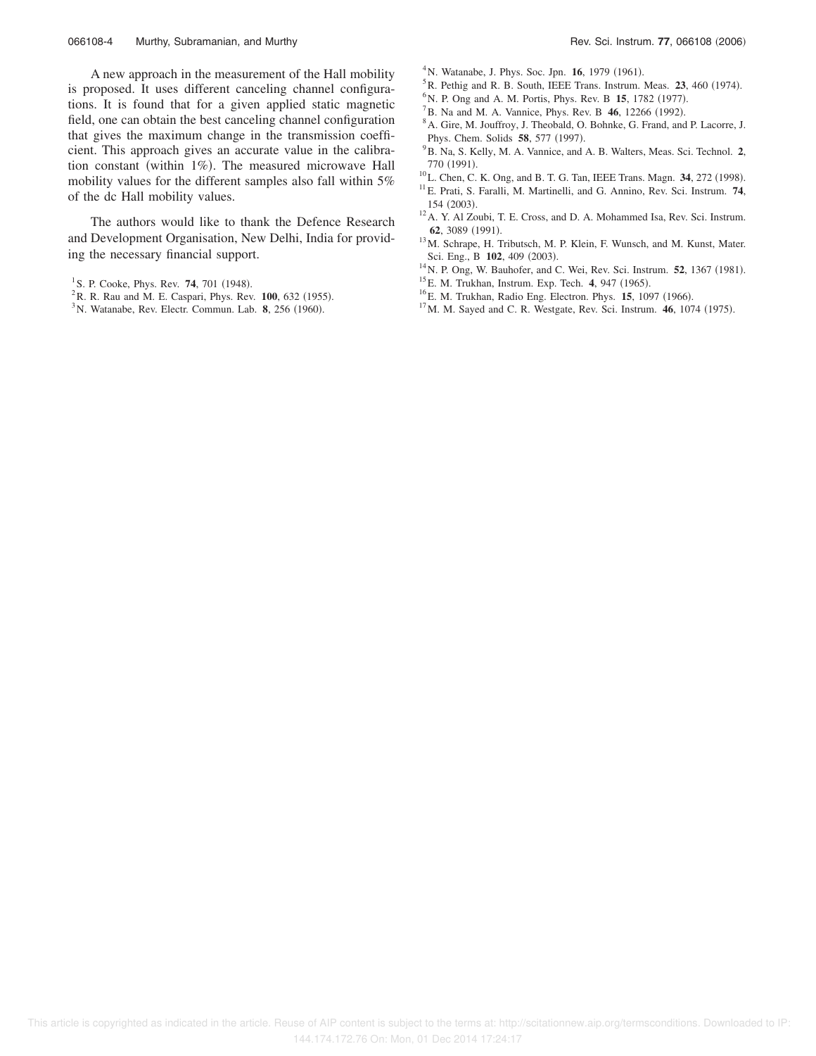A new approach in the measurement of the Hall mobility is proposed. It uses different canceling channel configurations. It is found that for a given applied static magnetic field, one can obtain the best canceling channel configuration that gives the maximum change in the transmission coefficient. This approach gives an accurate value in the calibration constant (within 1%). The measured microwave Hall mobility values for the different samples also fall within 5% of the dc Hall mobility values.

The authors would like to thank the Defence Research and Development Organisation, New Delhi, India for providing the necessary financial support.

[1] S. P. Cooke, Phys. Rev. **74**, 701 (1948).
[2] R. R. Rau and M. E. Caspari, Phys. Rev. **100**, 632 (1955).
[3] N. Watanabe, Rev. Electr. Commun. Lab. **8**, 256 (1960).
[4] N. Watanabe, J. Phys. Soc. Jpn. **16**, 1979 (1961).
[5] R. Pethig and R. B. South, IEEE Trans. Instrum. Meas. **23**, 460 (1974).
[6] N. P. Ong and A. M. Portis, Phys. Rev. B **15**, 1782 (1977).
[7] B. Na and M. A. Vannice, Phys. Rev. B **46**, 12266 (1992).
[8] A. Gire, M. Jouffroy, J. Theobald, O. Bohnke, G. Frand, and P. Lacorre, J. Phys. Chem. Solids **58**, 577 (1997).
[9] B. Na, S. Kelly, M. A. Vannice, and A. B. Walters, Meas. Sci. Technol. **2**, 770 (1991).
[10] L. Chen, C. K. Ong, and B. T. G. Tan, IEEE Trans. Magn. **34**, 272 (1998).
[11] E. Prati, S. Faralli, M. Martinelli, and G. Annino, Rev. Sci. Instrum. **74**, 154 (2003).
[12] A. Y. Al Zoubi, T. E. Cross, and D. A. Mohammed Isa, Rev. Sci. Instrum. **62**, 3089 (1991).
[13] M. Schrape, H. Tributsch, M. P. Klein, F. Wunsch, and M. Kunst, Mater. Sci. Eng., B **102**, 409 (2003).
[14] N. P. Ong, W. Bauhofer, and C. Wei, Rev. Sci. Instrum. **52**, 1367 (1981).
[15] E. M. Trukhan, Instrum. Exp. Tech. **4**, 947 (1965).
[16] E. M. Trukhan, Radio Eng. Electron. Phys. **15**, 1097 (1966).
[17] M. M. Sayed and C. R. Westgate, Rev. Sci. Instrum. **46**, 1074 (1975).